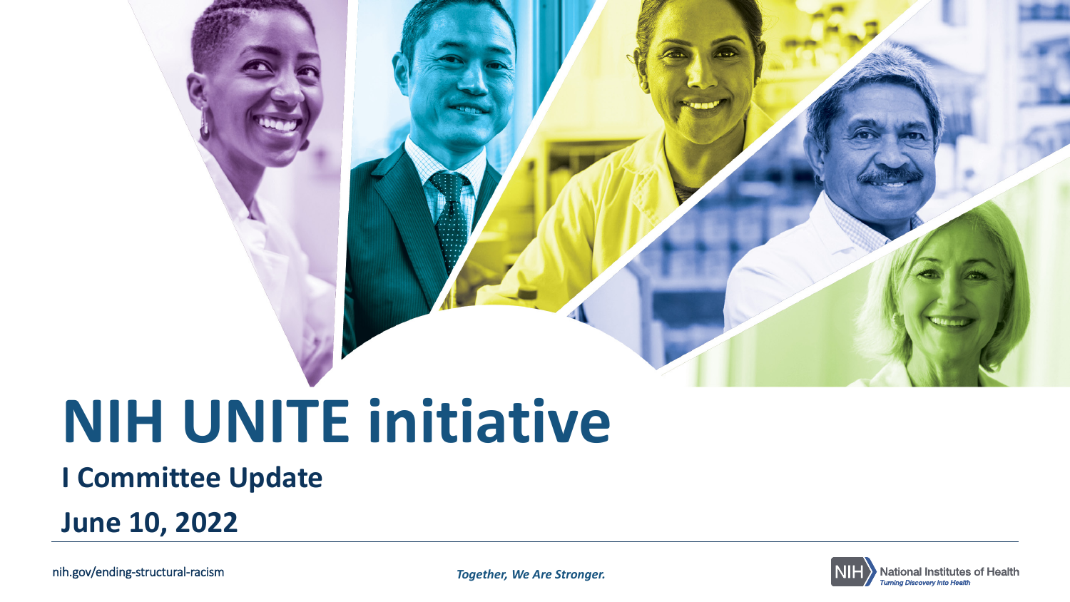# NIH UNITE initiative

## I Committee Update

## June 10, 2022

nih.gov/ending-structural-racism

*Together, We Are Stronger.*

NIH National Institutes of Health
*Turning Discovery Into Health*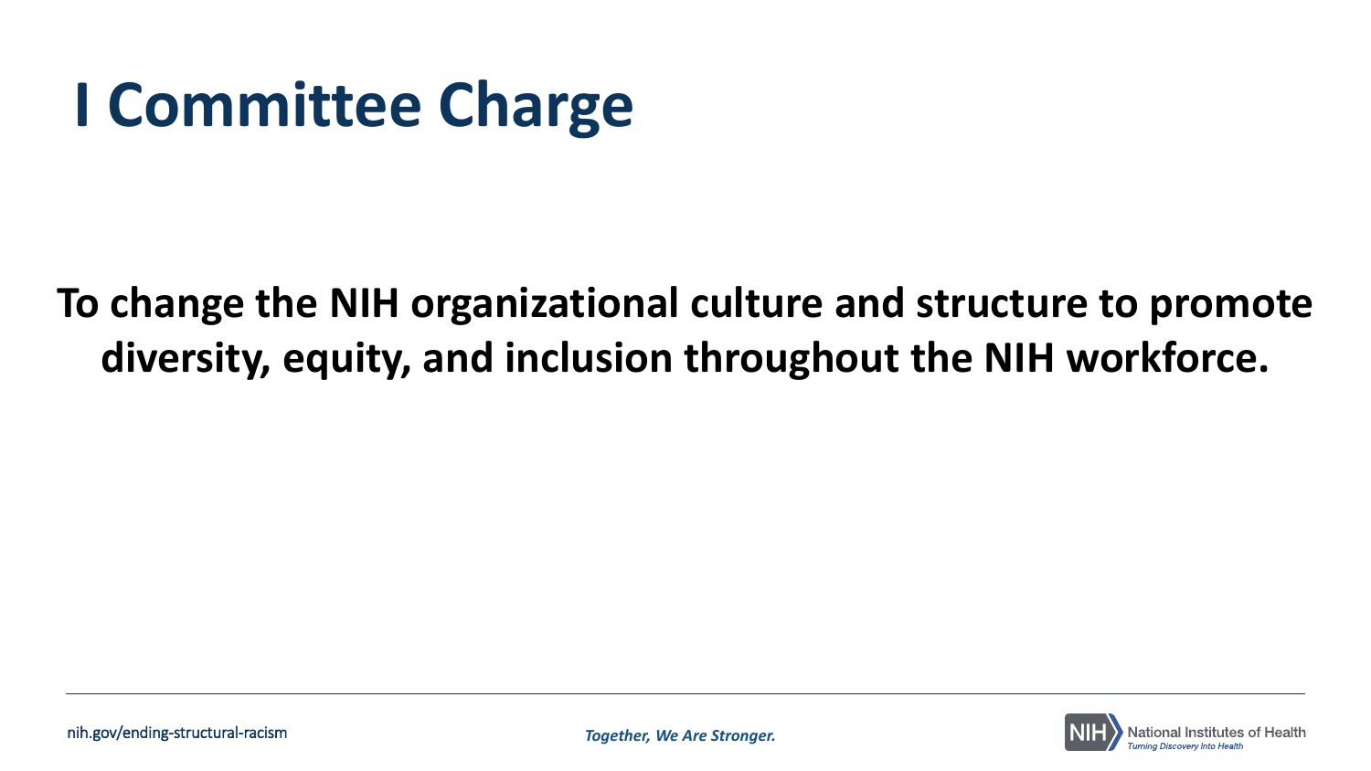# I Committee Charge

**To change the NIH organizational culture and structure to promote diversity, equity, and inclusion throughout the NIH workforce.**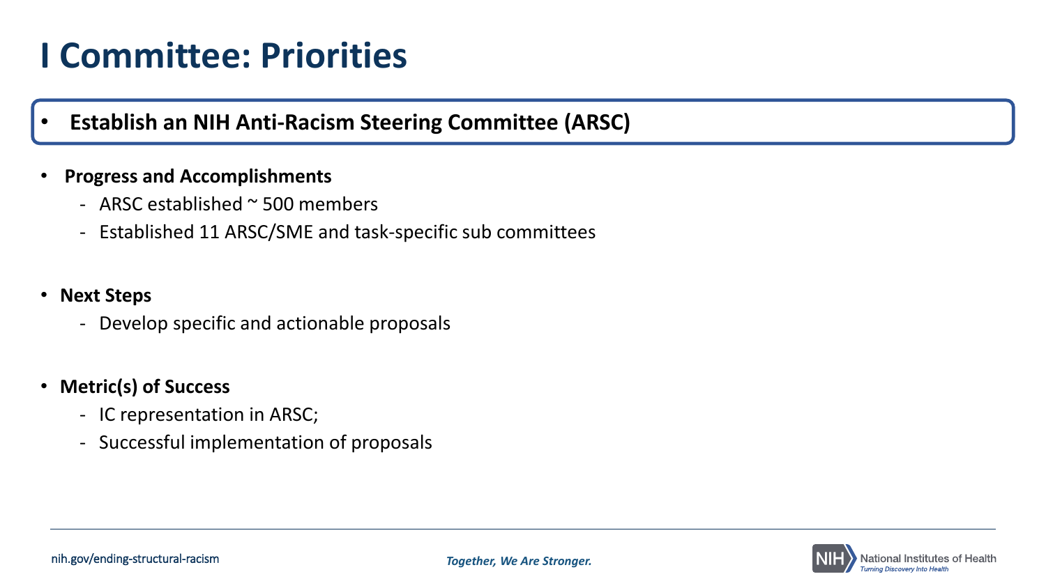# I Committee: Priorities

- **Establish an NIH Anti-Racism Steering Committee (ARSC)**

- **Progress and Accomplishments**
  - ARSC established ~ 500 members
  - Established 11 ARSC/SME and task-specific sub committees

- **Next Steps**
  - Develop specific and actionable proposals

- **Metric(s) of Success**
  - IC representation in ARSC;
  - Successful implementation of proposals

nih.gov/ending-structural-racism

*Together, We Are Stronger.*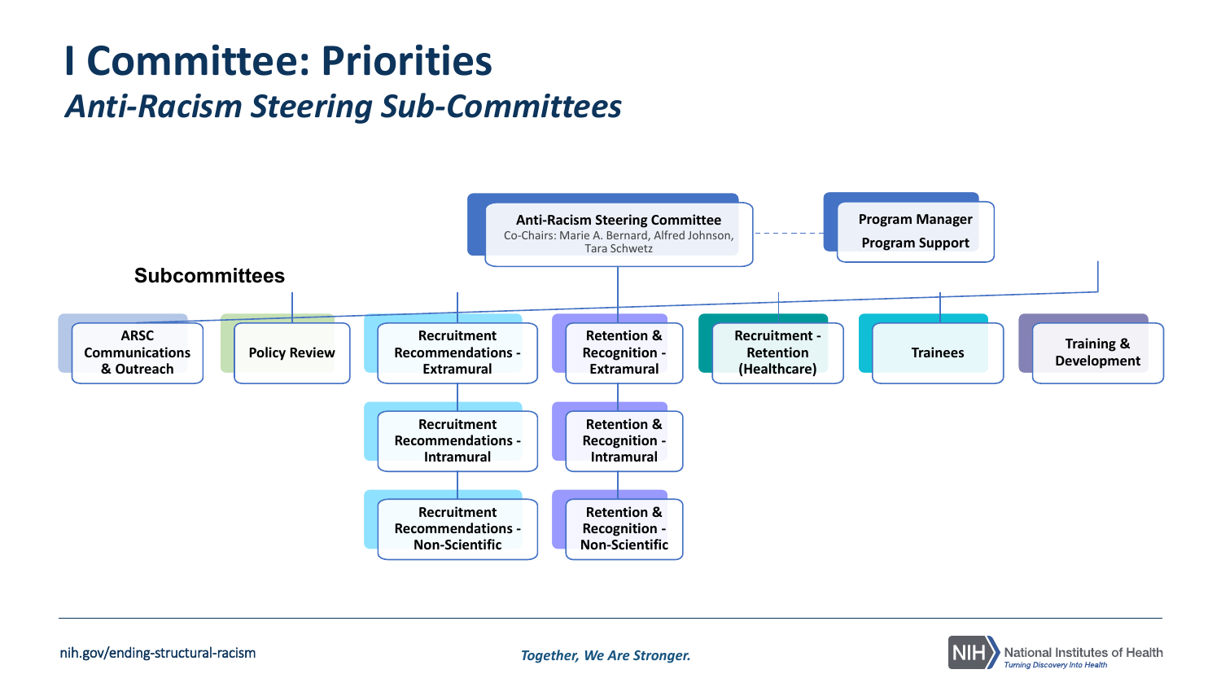# I Committee: Priorities

## *Anti-Racism Steering Sub-Committees*

**Anti-Racism Steering Committee**
Co-Chairs: Marie A. Bernard, Alfred Johnson, Tara Schwetz

**Program Manager**
**Program Support**

**Subcommittees**

- **ARSC Communications & Outreach**
- **Policy Review**
- **Recruitment Recommendations - Extramural**
  - **Recruitment Recommendations - Intramural**
  - **Recruitment Recommendations - Non-Scientific**
- **Retention & Recognition - Extramural**
  - **Retention & Recognition - Intramural**
  - **Retention & Recognition - Non-Scientific**
- **Recruitment - Retention (Healthcare)**
- **Trainees**
- **Training & Development**

nih.gov/ending-structural-racism

*Together, We Are Stronger.*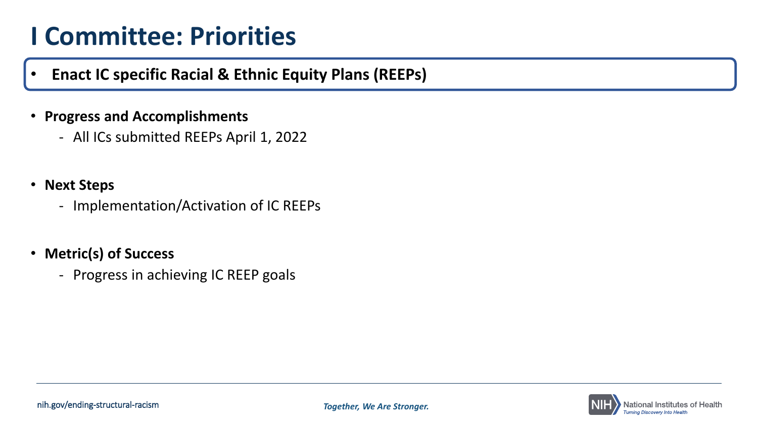# I Committee: Priorities

- **Enact IC specific Racial & Ethnic Equity Plans (REEPs)**

- **Progress and Accomplishments**
  - All ICs submitted REEPs April 1, 2022

- **Next Steps**
  - Implementation/Activation of IC REEPs

- **Metric(s) of Success**
  - Progress in achieving IC REEP goals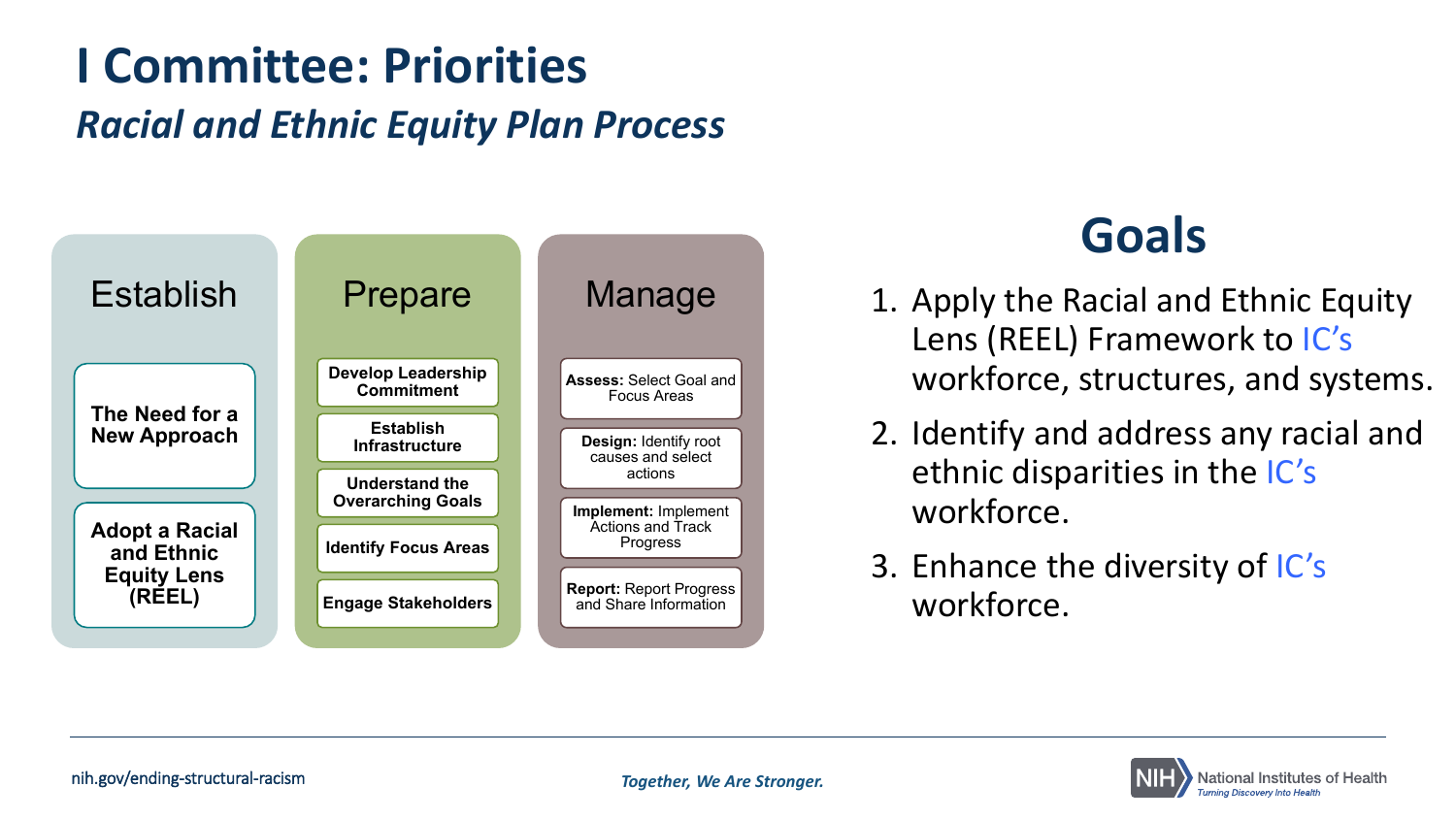# I Committee: Priorities

## *Racial and Ethnic Equity Plan Process*

### Establish

- **The Need for a New Approach**
- **Adopt a Racial and Ethnic Equity Lens (REEL)**

### Prepare

- **Develop Leadership Commitment**
- **Establish Infrastructure**
- **Understand the Overarching Goals**
- **Identify Focus Areas**
- **Engage Stakeholders**

### Manage

- **Assess:** Select Goal and Focus Areas
- **Design:** Identify root causes and select actions
- **Implement:** Implement Actions and Track Progress
- **Report:** Report Progress and Share Information

## Goals

1. Apply the Racial and Ethnic Equity Lens (REEL) Framework to IC's workforce, structures, and systems.
2. Identify and address any racial and ethnic disparities in the IC's workforce.
3. Enhance the diversity of IC's workforce.

nih.gov/ending-structural-racism

*Together, We Are Stronger.*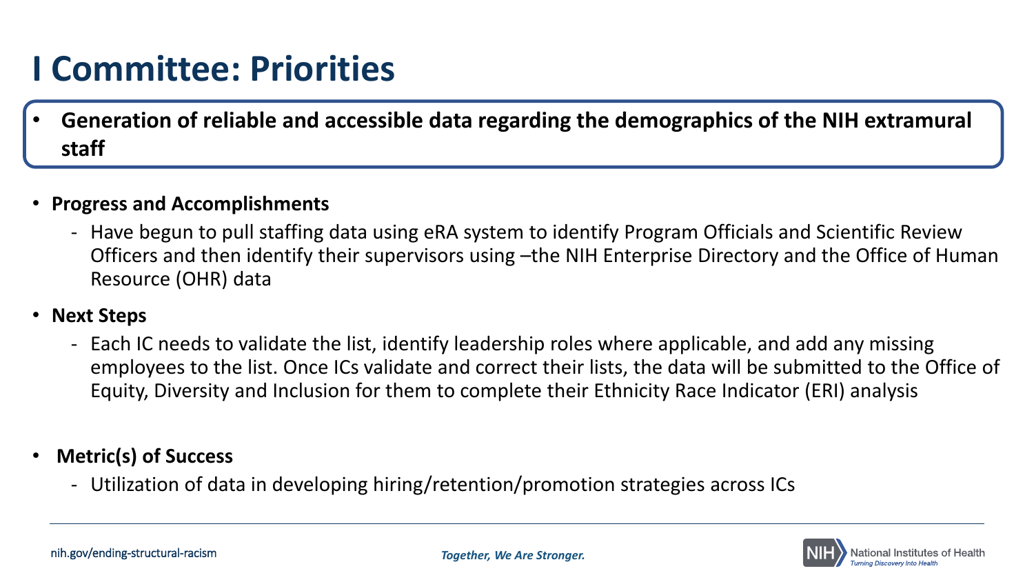# I Committee: Priorities

- **Generation of reliable and accessible data regarding the demographics of the NIH extramural staff**

- **Progress and Accomplishments**
  - Have begun to pull staffing data using eRA system to identify Program Officials and Scientific Review Officers and then identify their supervisors using –the NIH Enterprise Directory and the Office of Human Resource (OHR) data

- **Next Steps**
  - Each IC needs to validate the list, identify leadership roles where applicable, and add any missing employees to the list. Once ICs validate and correct their lists, the data will be submitted to the Office of Equity, Diversity and Inclusion for them to complete their Ethnicity Race Indicator (ERI) analysis

- **Metric(s) of Success**
  - Utilization of data in developing hiring/retention/promotion strategies across ICs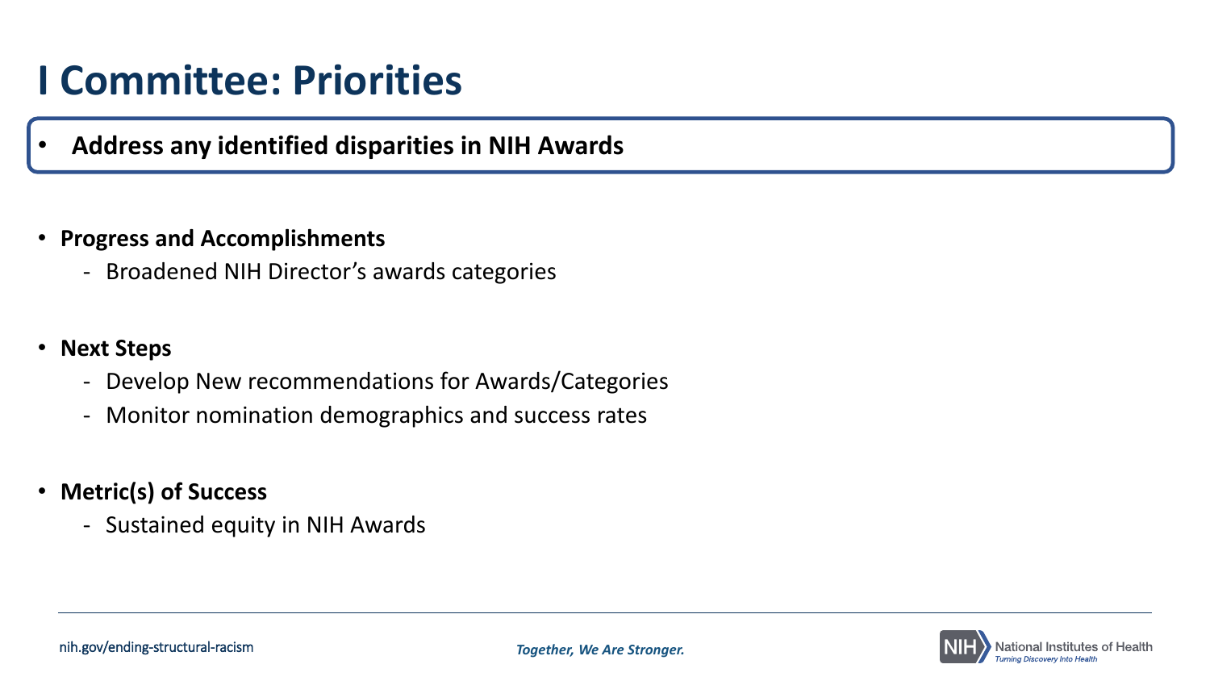# I Committee: Priorities

- **Address any identified disparities in NIH Awards**

- **Progress and Accomplishments**
  - Broadened NIH Director's awards categories

- **Next Steps**
  - Develop New recommendations for Awards/Categories
  - Monitor nomination demographics and success rates

- **Metric(s) of Success**
  - Sustained equity in NIH Awards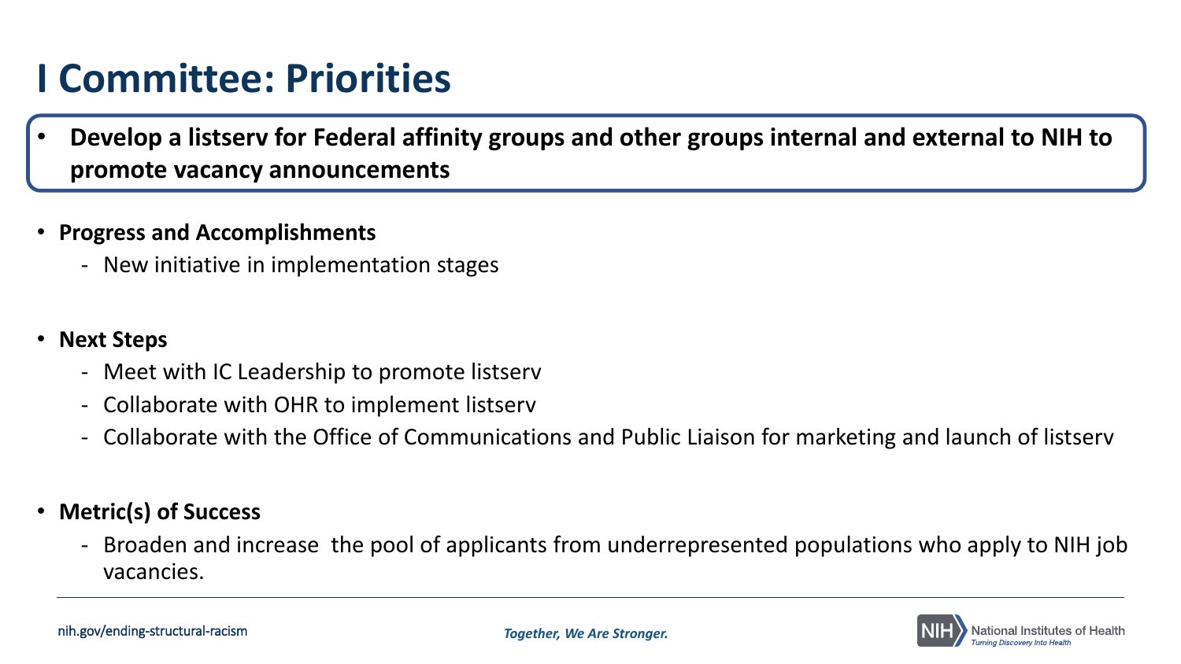# I Committee: Priorities

- **Develop a listserv for Federal affinity groups and other groups internal and external to NIH to promote vacancy announcements**

- **Progress and Accomplishments**
  - New initiative in implementation stages

- **Next Steps**
  - Meet with IC Leadership to promote listserv
  - Collaborate with OHR to implement listserv
  - Collaborate with the Office of Communications and Public Liaison for marketing and launch of listserv

- **Metric(s) of Success**
  - Broaden and increase the pool of applicants from underrepresented populations who apply to NIH job vacancies.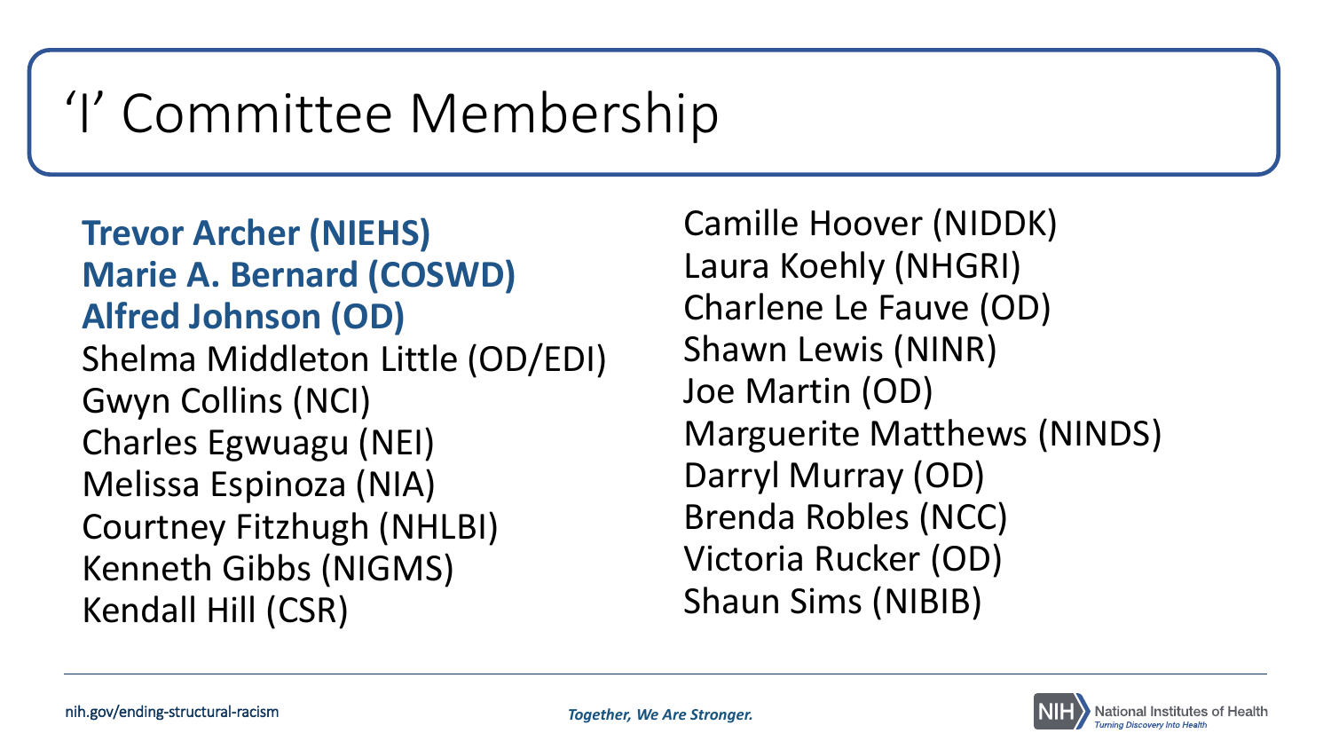# ‘I’ Committee Membership

**Trevor Archer (NIEHS)**
**Marie A. Bernard (COSWD)**
**Alfred Johnson (OD)**
Shelma Middleton Little (OD/EDI)
Gwyn Collins (NCI)
Charles Egwuagu (NEI)
Melissa Espinoza (NIA)
Courtney Fitzhugh (NHLBI)
Kenneth Gibbs (NIGMS)
Kendall Hill (CSR)
Camille Hoover (NIDDK)
Laura Koehly (NHGRI)
Charlene Le Fauve (OD)
Shawn Lewis (NINR)
Joe Martin (OD)
Marguerite Matthews (NINDS)
Darryl Murray (OD)
Brenda Robles (NCC)
Victoria Rucker (OD)
Shaun Sims (NIBIB)

nih.gov/ending-structural-racism

*Together, We Are Stronger.*